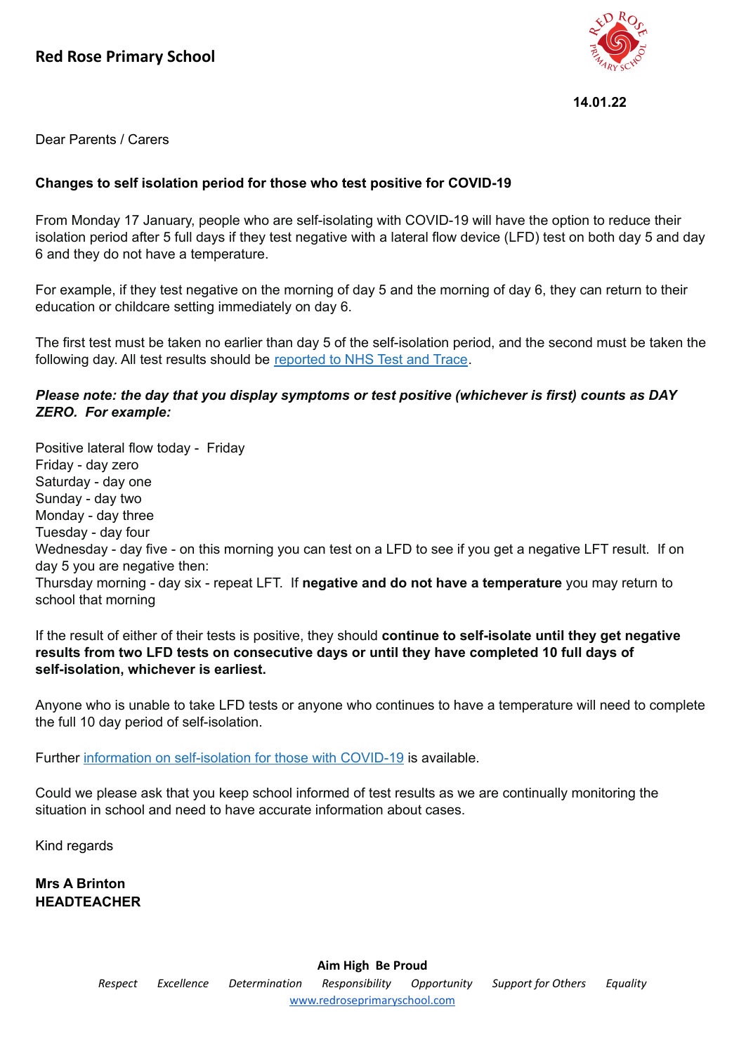## Red Rose Primary School

**14.01.22**

Dear Parents / Carers

**Changes to self isolation period for those who test positive for COVID-19**

From Monday 17 January, people who are self-isolating with COVID-19 will have the option to reduce their isolation period after 5 full days if they test negative with a lateral flow device (LFD) test on both day 5 and day 6 and they do not have a temperature.

For example, if they test negative on the morning of day 5 and the morning of day 6, they can return to their education or childcare setting immediately on day 6.

The first test must be taken no earlier than day 5 of the self-isolation period, and the second must be taken the following day. All test results should be [reported to NHS Test and Trace](reported to NHS Test and Trace).

***Please note: the day that you display symptoms or test positive (whichever is first) counts as DAY ZERO. For example:***

Positive lateral flow today - Friday
Friday - day zero
Saturday - day one
Sunday - day two
Monday - day three
Tuesday - day four
Wednesday - day five - on this morning you can test on a LFD to see if you get a negative LFT result. If on day 5 you are negative then:
Thursday morning - day six - repeat LFT. If **negative and do not have a temperature** you may return to school that morning

If the result of either of their tests is positive, they should **continue to self-isolate until they get negative results from two LFD tests on consecutive days or until they have completed 10 full days of self-isolation, whichever is earliest.**

Anyone who is unable to take LFD tests or anyone who continues to have a temperature will need to complete the full 10 day period of self-isolation.

Further information on self-isolation for those with COVID-19 is available.

Could we please ask that you keep school informed of test results as we are continually monitoring the situation in school and need to have accurate information about cases.

Kind regards

**Mrs A Brinton**
**HEADTEACHER**

**Aim High Be Proud**

*Respect* *Excellence* *Determination* *Responsibility* *Opportunity* *Support for Others* *Equality*

www.redroseprimaryschool.com